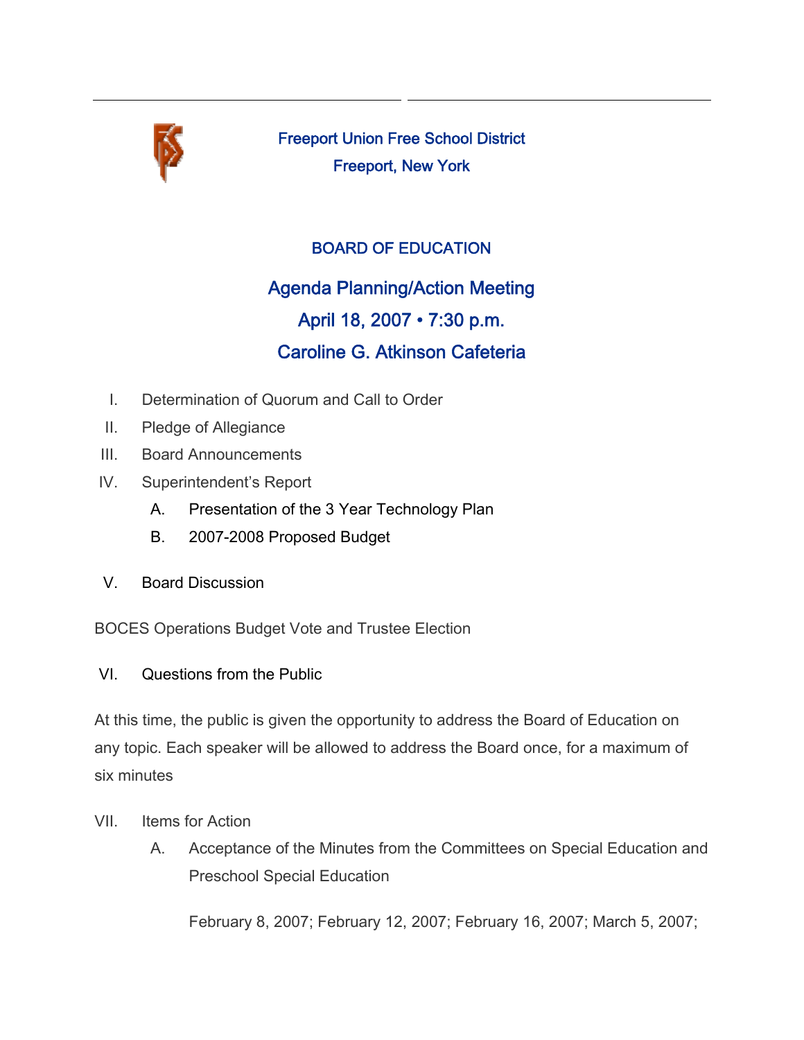# Freeport Union Free School District

Freeport, New York

## BOARD OF EDUCATION

## Agenda Planning/Action Meeting

## April 18, 2007 • 7:30 p.m.

## Caroline G. Atkinson Cafeteria

I. Determination of Quorum and Call to Order

II. Pledge of Allegiance

III. Board Announcements

IV. Superintendent's Report

  A. Presentation of the 3 Year Technology Plan

  B. 2007-2008 Proposed Budget

V. Board Discussion

BOCES Operations Budget Vote and Trustee Election

VI. Questions from the Public

At this time, the public is given the opportunity to address the Board of Education on any topic. Each speaker will be allowed to address the Board once, for a maximum of six minutes

VII. Items for Action

  A. Acceptance of the Minutes from the Committees on Special Education and Preschool Special Education

  February 8, 2007; February 12, 2007; February 16, 2007; March 5, 2007;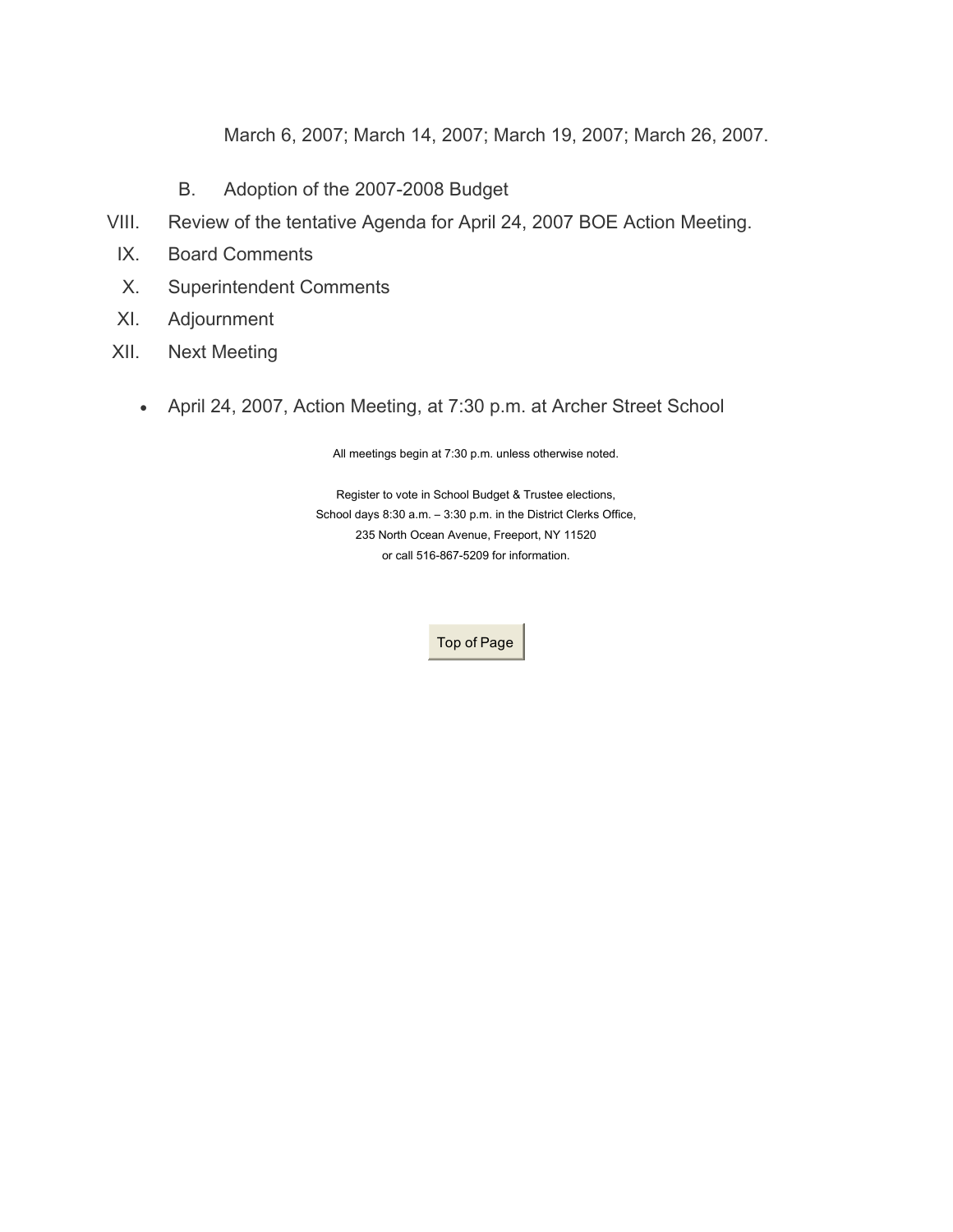March 6, 2007; March 14, 2007; March 19, 2007; March 26, 2007.

B. Adoption of the 2007-2008 Budget

VIII. Review of the tentative Agenda for April 24, 2007 BOE Action Meeting.

IX. Board Comments

X. Superintendent Comments

XI. Adjournment

XII. Next Meeting

- April 24, 2007, Action Meeting, at 7:30 p.m. at Archer Street School

All meetings begin at 7:30 p.m. unless otherwise noted.

Register to vote in School Budget & Trustee elections,
School days 8:30 a.m. – 3:30 p.m. in the District Clerks Office,
235 North Ocean Avenue, Freeport, NY 11520
or call 516-867-5209 for information.

Top of Page